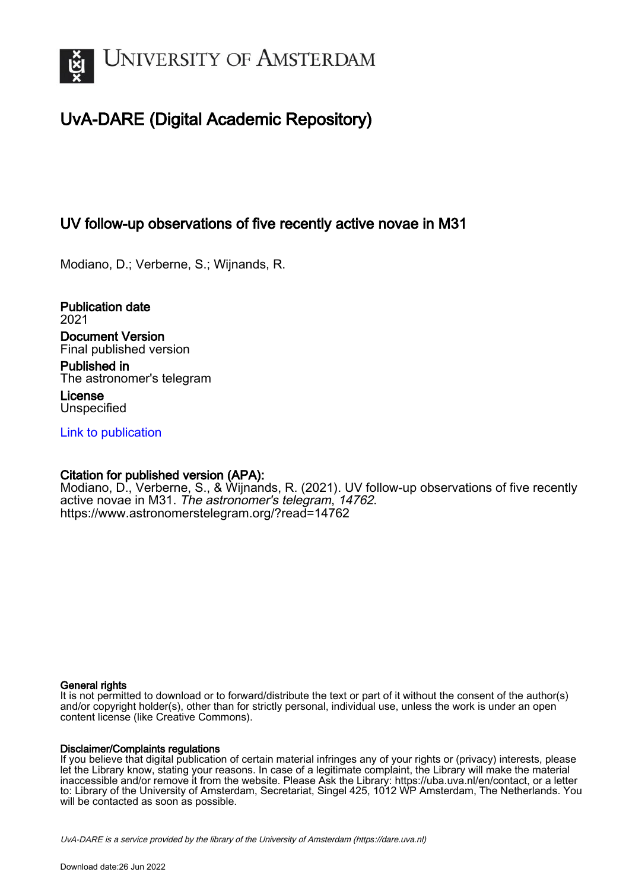# UvA-DARE (Digital Academic Repository)

## UV follow-up observations of five recently active novae in M31

Modiano, D.; Verberne, S.; Wijnands, R.

**Publication date**
2021

**Document Version**
Final published version

**Published in**
The astronomer's telegram

**License**
Unspecified

Link to publication

**Citation for published version (APA):**
Modiano, D., Verberne, S., & Wijnands, R. (2021). UV follow-up observations of five recently active novae in M31. *The astronomer's telegram*, *14762*.
https://www.astronomerstelegram.org/?read=14762

**General rights**
It is not permitted to download or to forward/distribute the text or part of it without the consent of the author(s) and/or copyright holder(s), other than for strictly personal, individual use, unless the work is under an open content license (like Creative Commons).

**Disclaimer/Complaints regulations**
If you believe that digital publication of certain material infringes any of your rights or (privacy) interests, please let the Library know, stating your reasons. In case of a legitimate complaint, the Library will make the material inaccessible and/or remove it from the website. Please Ask the Library: https://uba.uva.nl/en/contact, or a letter to: Library of the University of Amsterdam, Secretariat, Singel 425, 1012 WP Amsterdam, The Netherlands. You will be contacted as soon as possible.

*UvA-DARE is a service provided by the library of the University of Amsterdam (https://dare.uva.nl)*

Download date:26 Jun 2022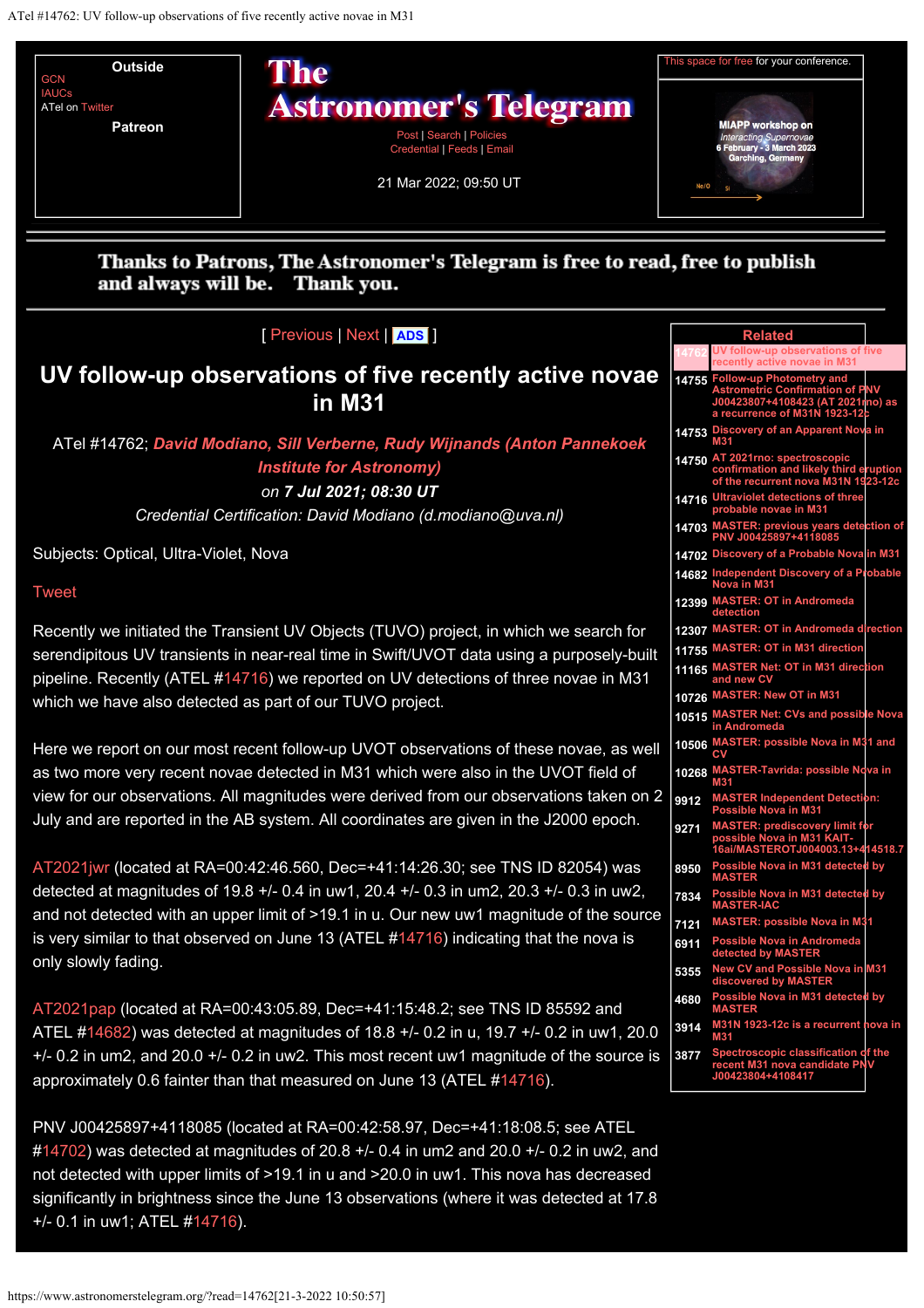Outside

GCN
IAUCs
ATel on Twitter

Patreon

# The Astronomer's Telegram

Post | Search | Policies
Credential | Feeds | Email

21 Mar 2022; 09:50 UT

This space for free for your conference.

Thanks to Patrons, The Astronomer's Telegram is free to read, free to publish and always will be. Thank you.

[ Previous | Next | ADS ]

# UV follow-up observations of five recently active novae in M31

ATel #14762; ***David Modiano, Sill Verberne, Rudy Wijnands (Anton Pannekoek Institute for Astronomy)***
*on **7 Jul 2021; 08:30 UT***
*Credential Certification: David Modiano (d.modiano@uva.nl)*

Subjects: Optical, Ultra-Violet, Nova

Tweet

Recently we initiated the Transient UV Objects (TUVO) project, in which we search for serendipitous UV transients in near-real time in Swift/UVOT data using a purposely-built pipeline. Recently (ATEL #14716) we reported on UV detections of three novae in M31 which we have also detected as part of our TUVO project.

Here we report on our most recent follow-up UVOT observations of these novae, as well as two more very recent novae detected in M31 which were also in the UVOT field of view for our observations. All magnitudes were derived from our observations taken on 2 July and are reported in the AB system. All coordinates are given in the J2000 epoch.

AT2021jwr (located at RA=00:42:46.560, Dec=+41:14:26.30; see TNS ID 82054) was detected at magnitudes of 19.8 +/- 0.4 in uw1, 20.4 +/- 0.3 in um2, 20.3 +/- 0.3 in uw2, and not detected with an upper limit of >19.1 in u. Our new uw1 magnitude of the source is very similar to that observed on June 13 (ATEL #14716) indicating that the nova is only slowly fading.

AT2021pap (located at RA=00:43:05.89, Dec=+41:15:48.2; see TNS ID 85592 and ATEL #14682) was detected at magnitudes of 18.8 +/- 0.2 in u, 19.7 +/- 0.2 in uw1, 20.0 +/- 0.2 in um2, and 20.0 +/- 0.2 in uw2. This most recent uw1 magnitude of the source is approximately 0.6 fainter than that measured on June 13 (ATEL #14716).

PNV J00425897+4118085 (located at RA=00:42:58.97, Dec=+41:18:08.5; see ATEL #14702) was detected at magnitudes of 20.8 +/- 0.4 in um2 and 20.0 +/- 0.2 in uw2, and not detected with upper limits of >19.1 in u and >20.0 in uw1. This nova has decreased significantly in brightness since the June 13 observations (where it was detected at 17.8 +/- 0.1 in uw1; ATEL #14716).

## Related

- 14762 UV follow-up observations of five recently active novae in M31
- 14755 Follow-up Photometry and Astrometric Confirmation of PNV J00423807+4108423 (AT 2021rno) as a recurrence of M31N 1923-12c
- 14753 Discovery of an Apparent Nova in M31
- 14750 AT 2021rno: spectroscopic confirmation and likely third eruption of the recurrent nova M31N 1923-12c
- 14716 Ultraviolet detections of three probable novae in M31
- 14703 MASTER: previous years detection of PNV J00425897+4118085
- 14702 Discovery of a Probable Nova in M31
- 14682 Independent Discovery of a Probable Nova in M31
- 12399 MASTER: OT in Andromeda detection
- 12307 MASTER: OT in Andromeda direction
- 11755 MASTER: OT in M31 direction
- 11165 MASTER Net: OT in M31 direction and new CV
- 10726 MASTER: New OT in M31
- 10515 MASTER Net: CVs and possible Nova in Andromeda
- 10506 MASTER: possible Nova in M31 and CV
- 10268 MASTER-Tavrida: possible Nova in M31
- 9912 MASTER Independent Detection: Possible Nova in M31
- 9271 MASTER: prediscovery limit for possible Nova in M31 KAIT-16ai/MASTEROTJ004003.13+414518.7
- 8950 Possible Nova in M31 detected by MASTER
- 7834 Possible Nova in M31 detected by MASTER-IAC
- 7121 MASTER: possible Nova in M31
- 6911 Possible Nova in Andromeda detected by MASTER
- 5355 New CV and Possible Nova in M31 discovered by MASTER
- 4680 Possible Nova in M31 detected by MASTER
- 3914 M31N 1923-12c is a recurrent nova in M31
- 3877 Spectroscopic classification of the recent M31 nova candidate PNV J00423804+4108417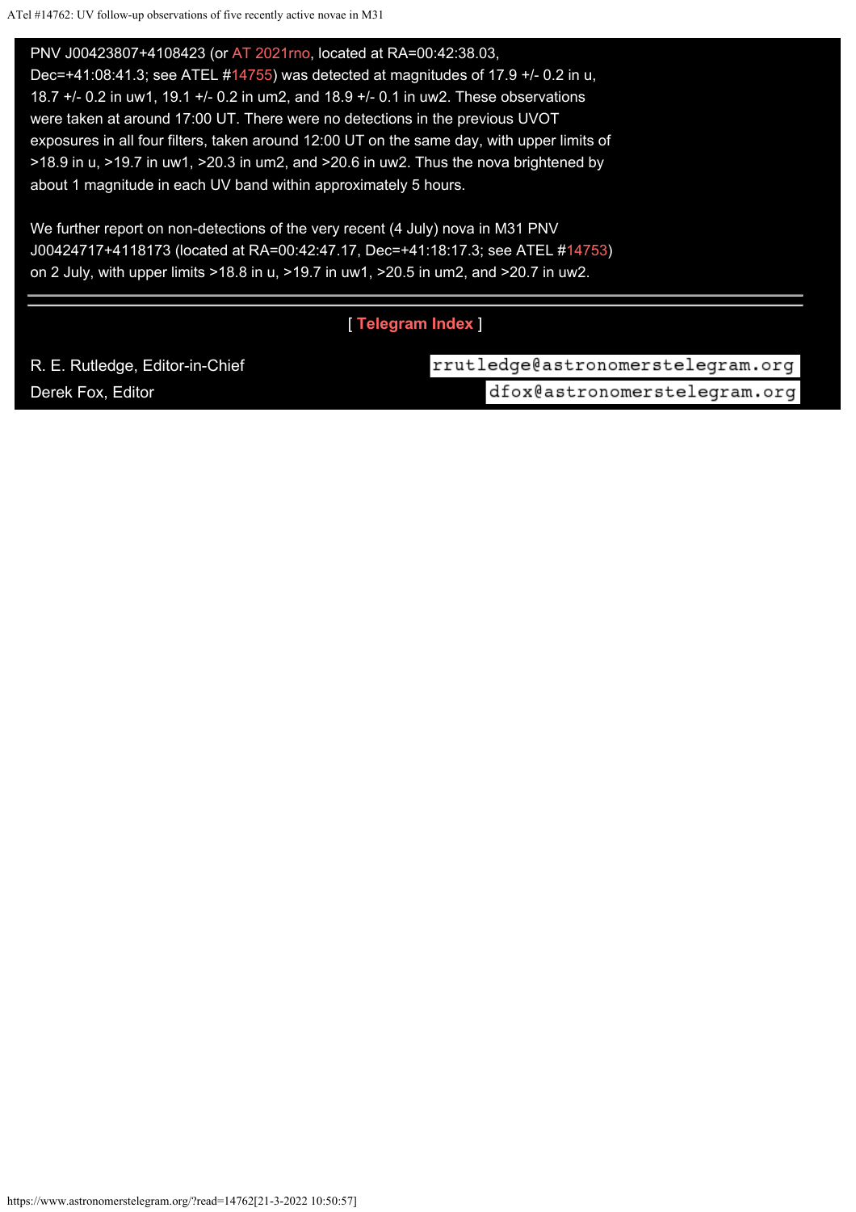PNV J00423807+4108423 (or AT 2021rno, located at RA=00:42:38.03, Dec=+41:08:41.3; see ATEL #14755) was detected at magnitudes of 17.9 +/- 0.2 in u, 18.7 +/- 0.2 in uw1, 19.1 +/- 0.2 in um2, and 18.9 +/- 0.1 in uw2. These observations were taken at around 17:00 UT. There were no detections in the previous UVOT exposures in all four filters, taken around 12:00 UT on the same day, with upper limits of >18.9 in u, >19.7 in uw1, >20.3 in um2, and >20.6 in uw2. Thus the nova brightened by about 1 magnitude in each UV band within approximately 5 hours.

We further report on non-detections of the very recent (4 July) nova in M31 PNV J00424717+4118173 (located at RA=00:42:47.17, Dec=+41:18:17.3; see ATEL #14753) on 2 July, with upper limits >18.8 in u, >19.7 in uw1, >20.5 in um2, and >20.7 in uw2.

---

[ Telegram Index ]

R. E. Rutledge, Editor-in-Chief rrutledge@astronomerstelegram.org

Derek Fox, Editor dfox@astronomerstelegram.org